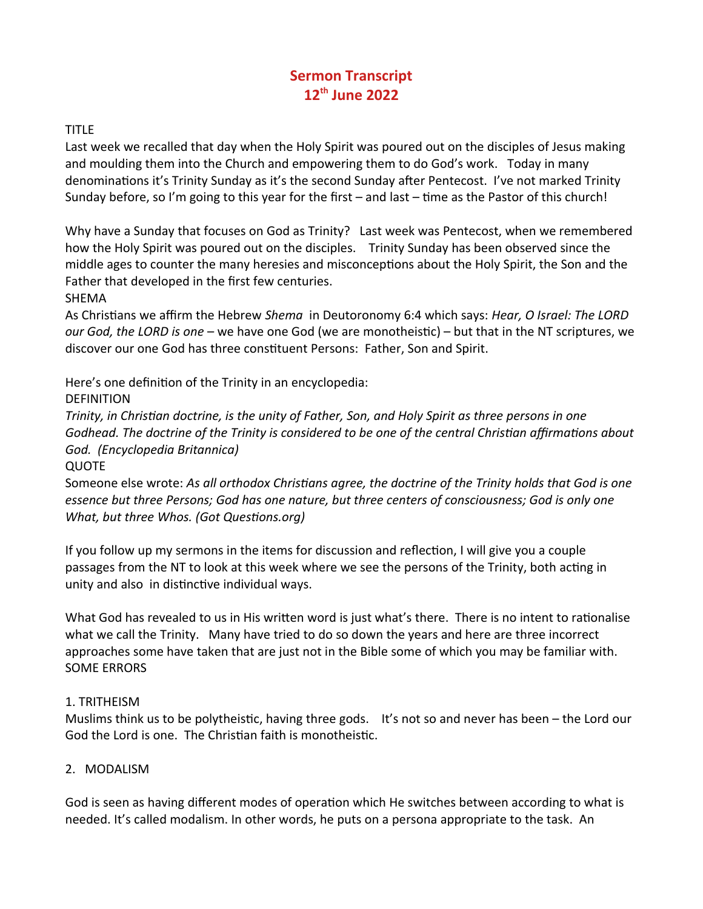# Sermon Transcript
## 12th June 2022

TITLE

Last week we recalled that day when the Holy Spirit was poured out on the disciples of Jesus making and moulding them into the Church and empowering them to do God's work. Today in many denominations it's Trinity Sunday as it's the second Sunday after Pentecost. I've not marked Trinity Sunday before, so I'm going to this year for the first – and last – time as the Pastor of this church!

Why have a Sunday that focuses on God as Trinity? Last week was Pentecost, when we remembered how the Holy Spirit was poured out on the disciples. Trinity Sunday has been observed since the middle ages to counter the many heresies and misconceptions about the Holy Spirit, the Son and the Father that developed in the first few centuries.

SHEMA

As Christians we affirm the Hebrew *Shema* in Deutoronomy 6:4 which says: *Hear, O Israel: The LORD our God, the LORD is one* – we have one God (we are monotheistic) – but that in the NT scriptures, we discover our one God has three constituent Persons: Father, Son and Spirit.

Here's one definition of the Trinity in an encyclopedia:

DEFINITION

*Trinity, in Christian doctrine, is the unity of Father, Son, and Holy Spirit as three persons in one Godhead. The doctrine of the Trinity is considered to be one of the central Christian affirmations about God. (Encyclopedia Britannica)*

QUOTE

Someone else wrote: *As all orthodox Christians agree, the doctrine of the Trinity holds that God is one essence but three Persons; God has one nature, but three centers of consciousness; God is only one What, but three Whos. (Got Questions.org)*

If you follow up my sermons in the items for discussion and reflection, I will give you a couple passages from the NT to look at this week where we see the persons of the Trinity, both acting in unity and also in distinctive individual ways.

What God has revealed to us in His written word is just what's there. There is no intent to rationalise what we call the Trinity. Many have tried to do so down the years and here are three incorrect approaches some have taken that are just not in the Bible some of which you may be familiar with.

SOME ERRORS

1. TRITHEISM

Muslims think us to be polytheistic, having three gods. It's not so and never has been – the Lord our God the Lord is one. The Christian faith is monotheistic.

2. MODALISM

God is seen as having different modes of operation which He switches between according to what is needed. It's called modalism. In other words, he puts on a persona appropriate to the task. An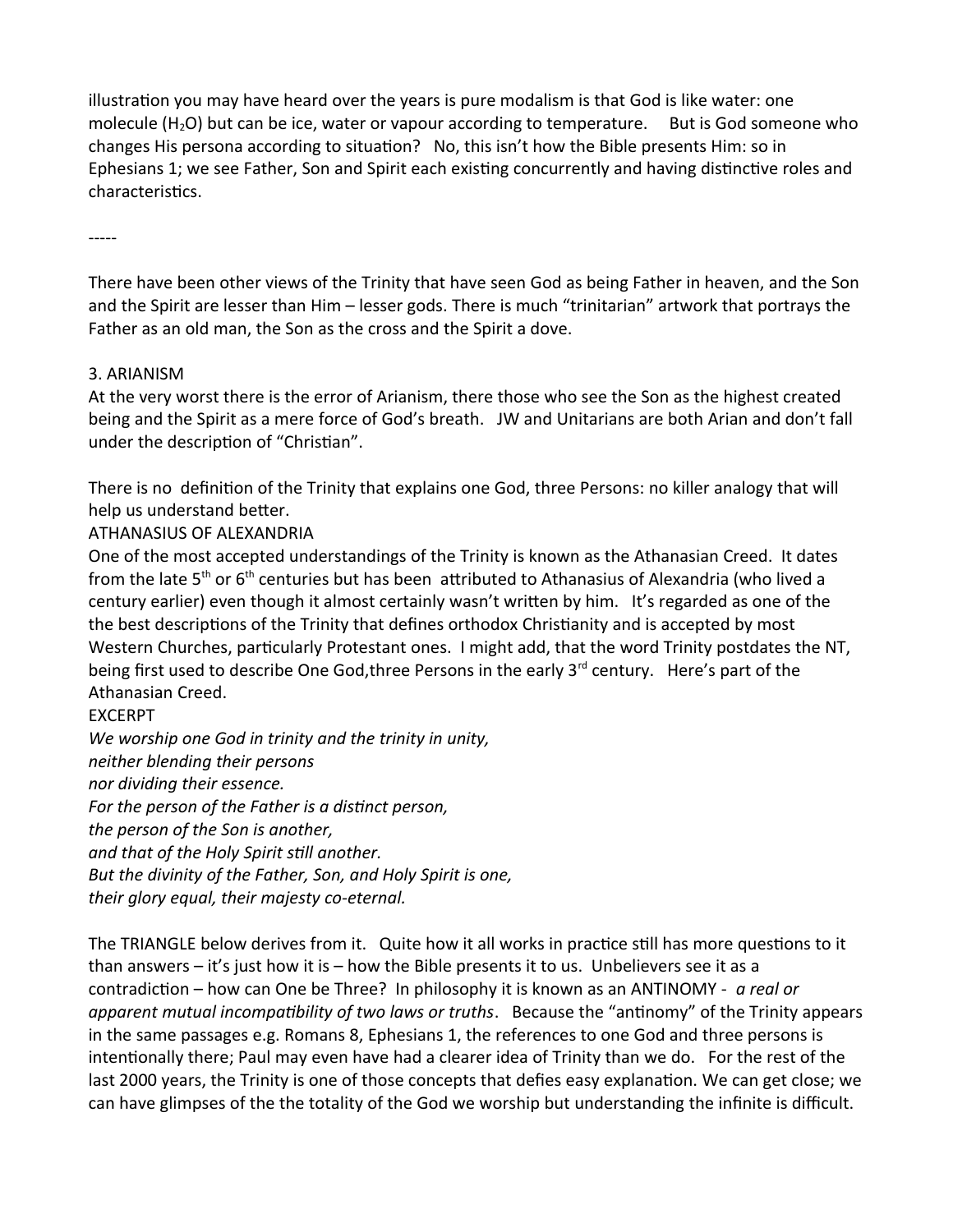illustration you may have heard over the years is pure modalism is that God is like water: one molecule ($H_2O$) but can be ice, water or vapour according to temperature. But is God someone who changes His persona according to situation? No, this isn't how the Bible presents Him: so in Ephesians 1; we see Father, Son and Spirit each existing concurrently and having distinctive roles and characteristics.

-----

There have been other views of the Trinity that have seen God as being Father in heaven, and the Son and the Spirit are lesser than Him – lesser gods. There is much "trinitarian" artwork that portrays the Father as an old man, the Son as the cross and the Spirit a dove.

3. ARIANISM

At the very worst there is the error of Arianism, there those who see the Son as the highest created being and the Spirit as a mere force of God's breath. JW and Unitarians are both Arian and don't fall under the description of "Christian".

There is no definition of the Trinity that explains one God, three Persons: no killer analogy that will help us understand better.

ATHANASIUS OF ALEXANDRIA

One of the most accepted understandings of the Trinity is known as the Athanasian Creed. It dates from the late 5th or 6th centuries but has been attributed to Athanasius of Alexandria (who lived a century earlier) even though it almost certainly wasn't written by him. It's regarded as one of the the best descriptions of the Trinity that defines orthodox Christianity and is accepted by most Western Churches, particularly Protestant ones. I might add, that the word Trinity postdates the NT, being first used to describe One God,three Persons in the early 3rd century. Here's part of the Athanasian Creed.

EXCERPT

*We worship one God in trinity and the trinity in unity,*
*neither blending their persons*
*nor dividing their essence.*
*For the person of the Father is a distinct person,*
*the person of the Son is another,*
*and that of the Holy Spirit still another.*
*But the divinity of the Father, Son, and Holy Spirit is one,*
*their glory equal, their majesty co-eternal.*

The TRIANGLE below derives from it. Quite how it all works in practice still has more questions to it than answers – it's just how it is – how the Bible presents it to us. Unbelievers see it as a contradiction – how can One be Three? In philosophy it is known as an ANTINOMY - *a real or apparent mutual incompatibility of two laws or truths*. Because the "antinomy" of the Trinity appears in the same passages e.g. Romans 8, Ephesians 1, the references to one God and three persons is intentionally there; Paul may even have had a clearer idea of Trinity than we do. For the rest of the last 2000 years, the Trinity is one of those concepts that defies easy explanation. We can get close; we can have glimpses of the the totality of the God we worship but understanding the infinite is difficult.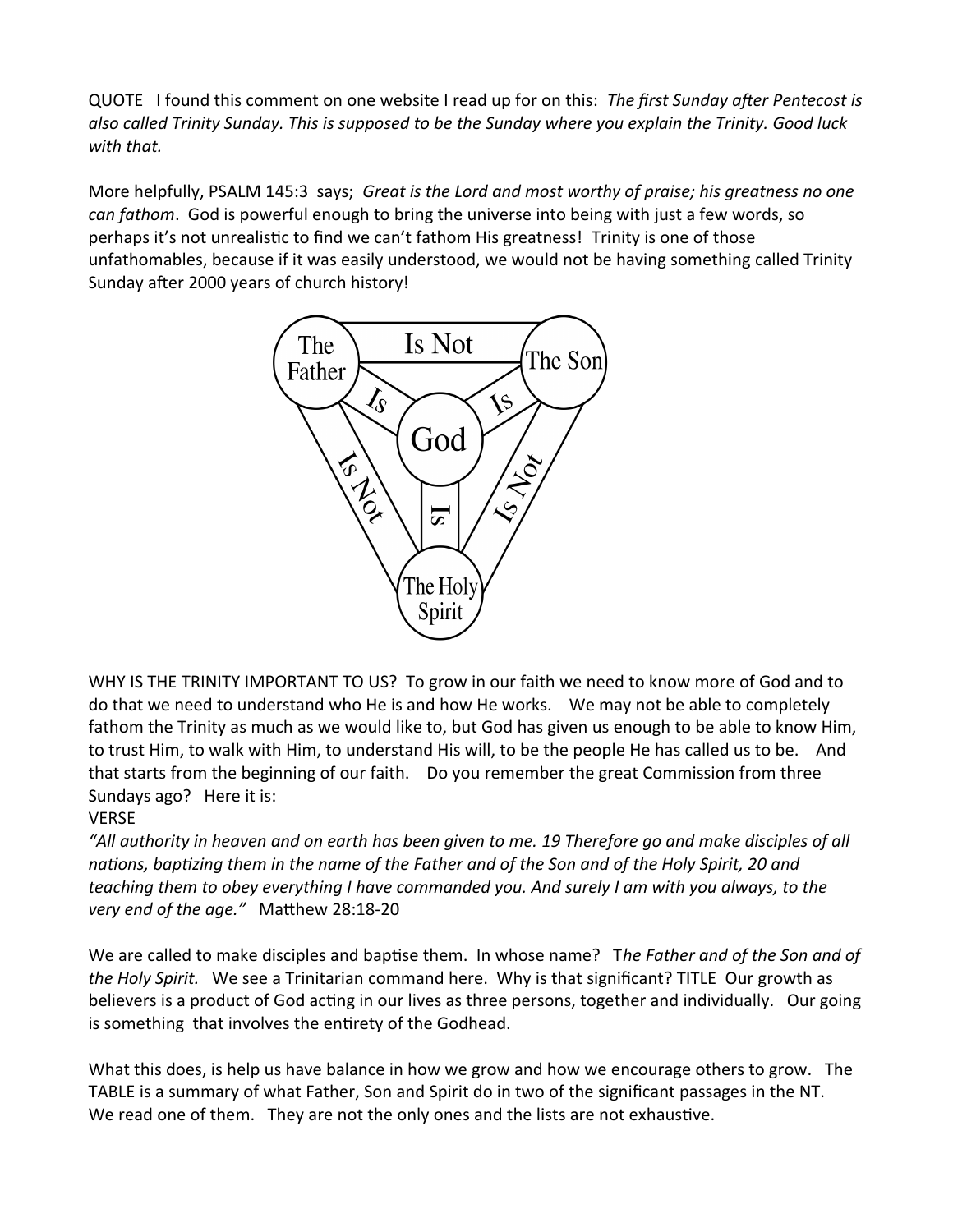QUOTE   I found this comment on one website I read up for on this: *The first Sunday after Pentecost is also called Trinity Sunday. This is supposed to be the Sunday where you explain the Trinity. Good luck with that.*

More helpfully, PSALM 145:3  says; *Great is the Lord and most worthy of praise; his greatness no one can fathom*.  God is powerful enough to bring the universe into being with just a few words, so perhaps it's not unrealistic to find we can't fathom His greatness!  Trinity is one of those unfathomables, because if it was easily understood, we would not be having something called Trinity Sunday after 2000 years of church history!

WHY IS THE TRINITY IMPORTANT TO US?  To grow in our faith we need to know more of God and to do that we need to understand who He is and how He works.    We may not be able to completely fathom the Trinity as much as we would like to, but God has given us enough to be able to know Him, to trust Him, to walk with Him, to understand His will, to be the people He has called us to be.    And that starts from the beginning of our faith.    Do you remember the great Commission from three Sundays ago?   Here it is:

VERSE

*"All authority in heaven and on earth has been given to me. 19 Therefore go and make disciples of all nations, baptizing them in the name of the Father and of the Son and of the Holy Spirit, 20 and teaching them to obey everything I have commanded you. And surely I am with you always, to the very end of the age."*   Matthew 28:18-20

We are called to make disciples and baptise them.  In whose name?   T*he Father and of the Son and of the Holy Spirit.*   We see a Trinitarian command here.  Why is that significant? TITLE  Our growth as believers is a product of God acting in our lives as three persons, together and individually.   Our going is something  that involves the entirety of the Godhead.

What this does, is help us have balance in how we grow and how we encourage others to grow.   The TABLE is a summary of what Father, Son and Spirit do in two of the significant passages in the NT.   We read one of them.   They are not the only ones and the lists are not exhaustive.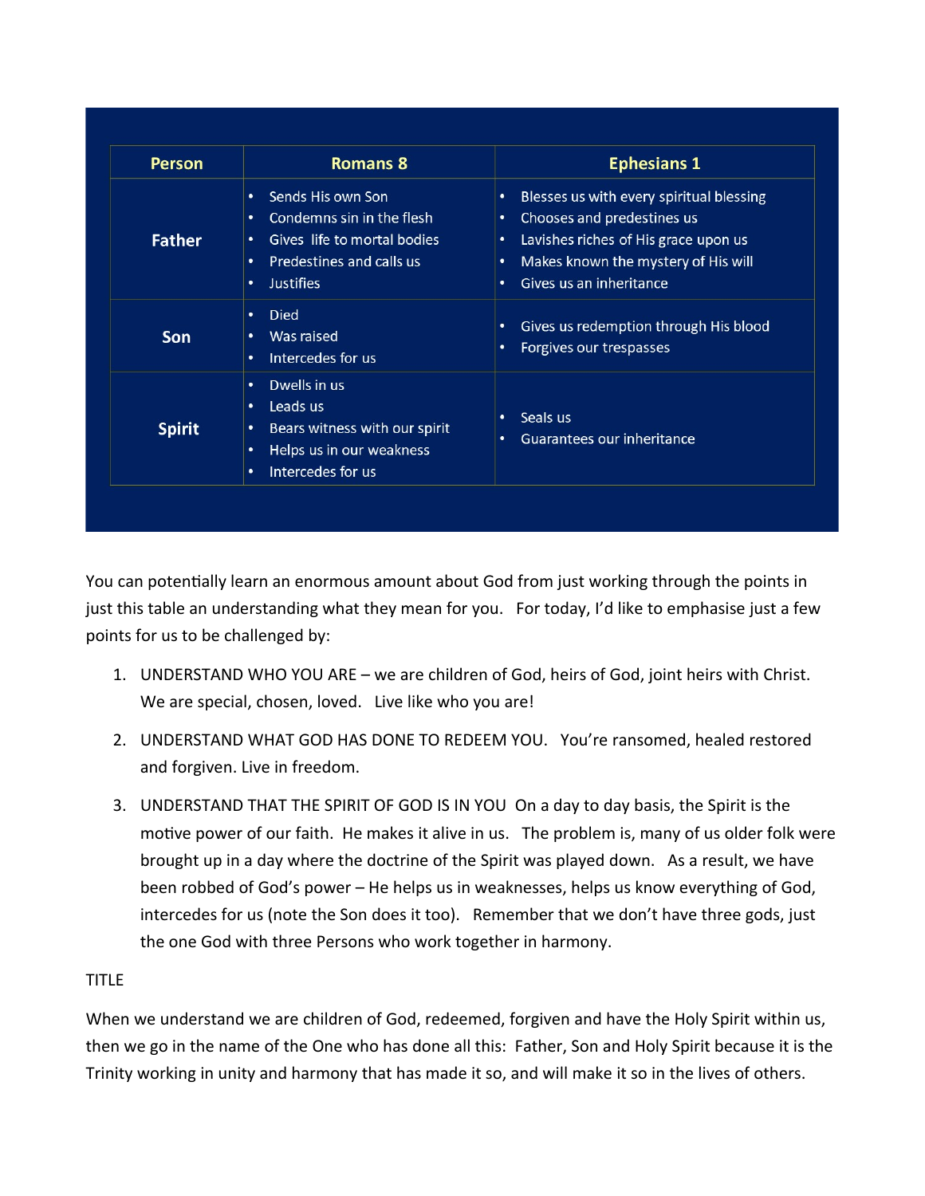| Person | Romans 8 | Ephesians 1 |
| --- | --- | --- |
| **Father** | • Sends His own Son<br>• Condemns sin in the flesh<br>• Gives life to mortal bodies<br>• Predestines and calls us<br>• Justifies | • Blesses us with every spiritual blessing<br>• Chooses and predestines us<br>• Lavishes riches of His grace upon us<br>• Makes known the mystery of His will<br>• Gives us an inheritance |
| **Son** | • Died<br>• Was raised<br>• Intercedes for us | • Gives us redemption through His blood<br>• Forgives our trespasses |
| **Spirit** | • Dwells in us<br>• Leads us<br>• Bears witness with our spirit<br>• Helps us in our weakness<br>• Intercedes for us | • Seals us<br>• Guarantees our inheritance |

You can potentially learn an enormous amount about God from just working through the points in just this table an understanding what they mean for you. For today, I'd like to emphasise just a few points for us to be challenged by:

1. UNDERSTAND WHO YOU ARE – we are children of God, heirs of God, joint heirs with Christ. We are special, chosen, loved. Live like who you are!
2. UNDERSTAND WHAT GOD HAS DONE TO REDEEM YOU. You're ransomed, healed restored and forgiven. Live in freedom.
3. UNDERSTAND THAT THE SPIRIT OF GOD IS IN YOU On a day to day basis, the Spirit is the motive power of our faith. He makes it alive in us. The problem is, many of us older folk were brought up in a day where the doctrine of the Spirit was played down. As a result, we have been robbed of God's power – He helps us in weaknesses, helps us know everything of God, intercedes for us (note the Son does it too). Remember that we don't have three gods, just the one God with three Persons who work together in harmony.

TITLE

When we understand we are children of God, redeemed, forgiven and have the Holy Spirit within us, then we go in the name of the One who has done all this: Father, Son and Holy Spirit because it is the Trinity working in unity and harmony that has made it so, and will make it so in the lives of others.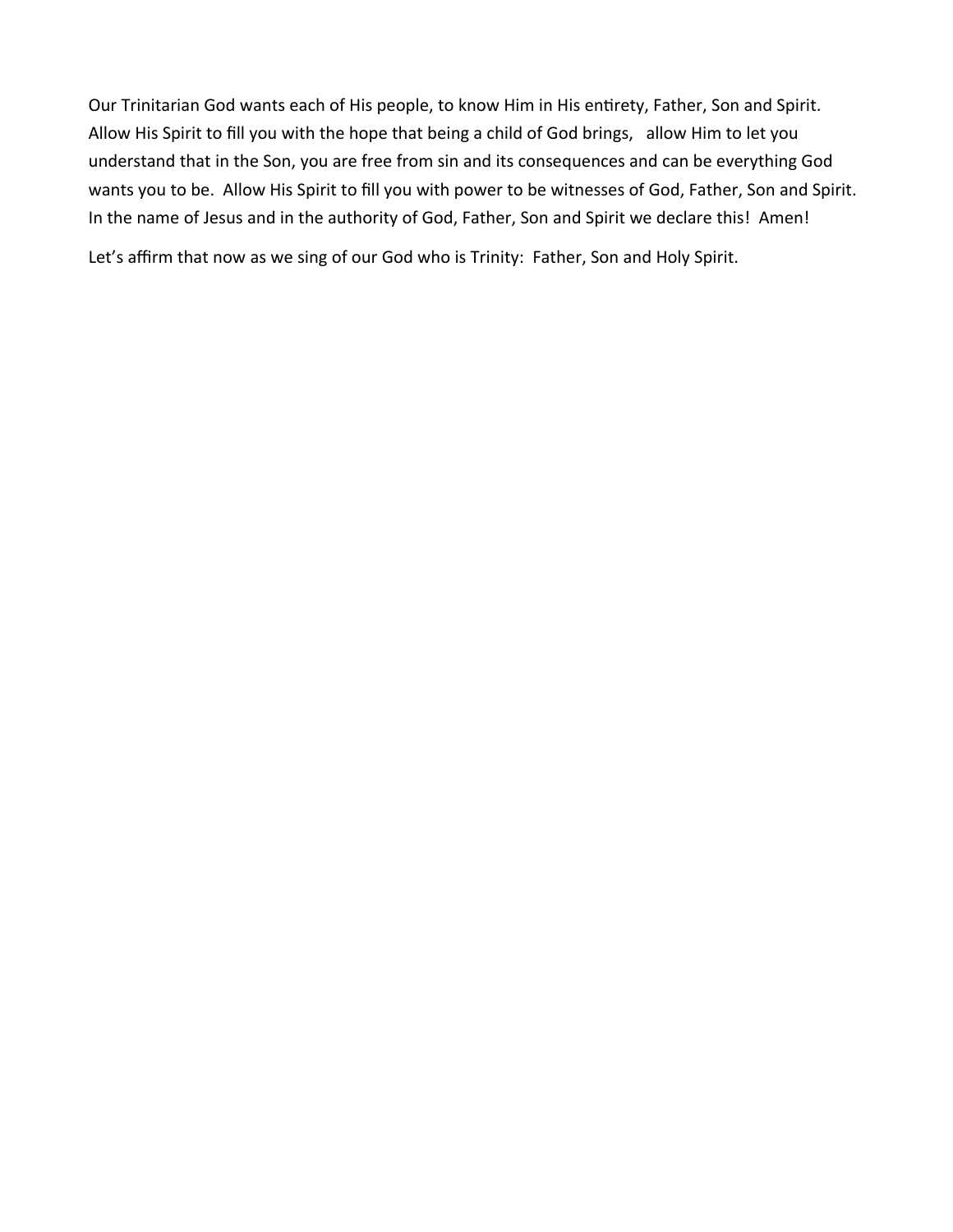Our Trinitarian God wants each of His people, to know Him in His entirety, Father, Son and Spirit. Allow His Spirit to fill you with the hope that being a child of God brings, allow Him to let you understand that in the Son, you are free from sin and its consequences and can be everything God wants you to be. Allow His Spirit to fill you with power to be witnesses of God, Father, Son and Spirit. In the name of Jesus and in the authority of God, Father, Son and Spirit we declare this! Amen!

Let's affirm that now as we sing of our God who is Trinity: Father, Son and Holy Spirit.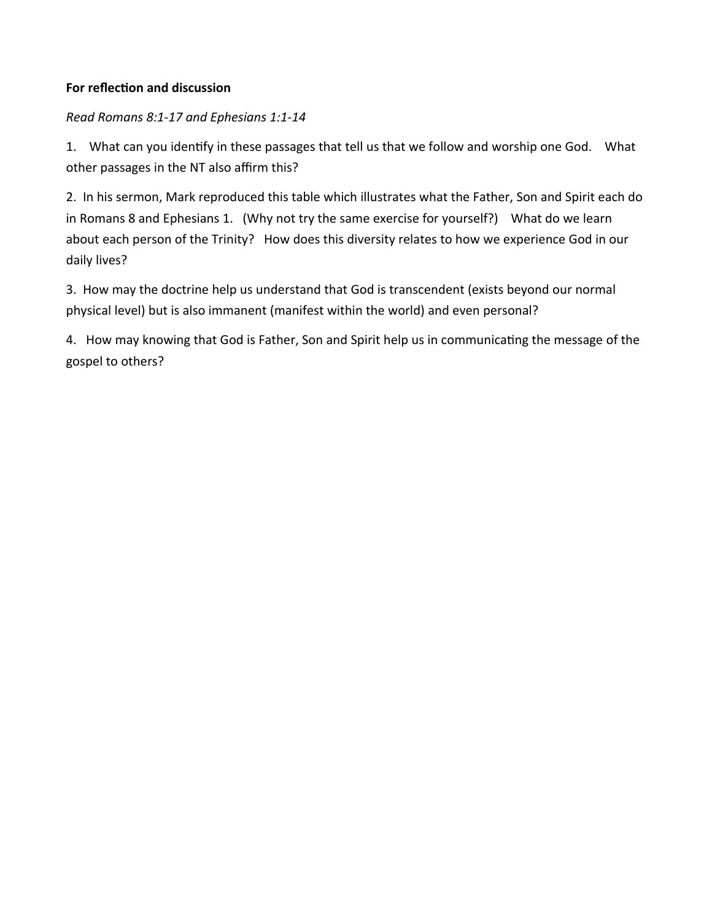**For reflection and discussion**

*Read Romans 8:1-17 and Ephesians 1:1-14*

1. What can you identify in these passages that tell us that we follow and worship one God. What other passages in the NT also affirm this?

2. In his sermon, Mark reproduced this table which illustrates what the Father, Son and Spirit each do in Romans 8 and Ephesians 1. (Why not try the same exercise for yourself?) What do we learn about each person of the Trinity? How does this diversity relates to how we experience God in our daily lives?

3. How may the doctrine help us understand that God is transcendent (exists beyond our normal physical level) but is also immanent (manifest within the world) and even personal?

4. How may knowing that God is Father, Son and Spirit help us in communicating the message of the gospel to others?